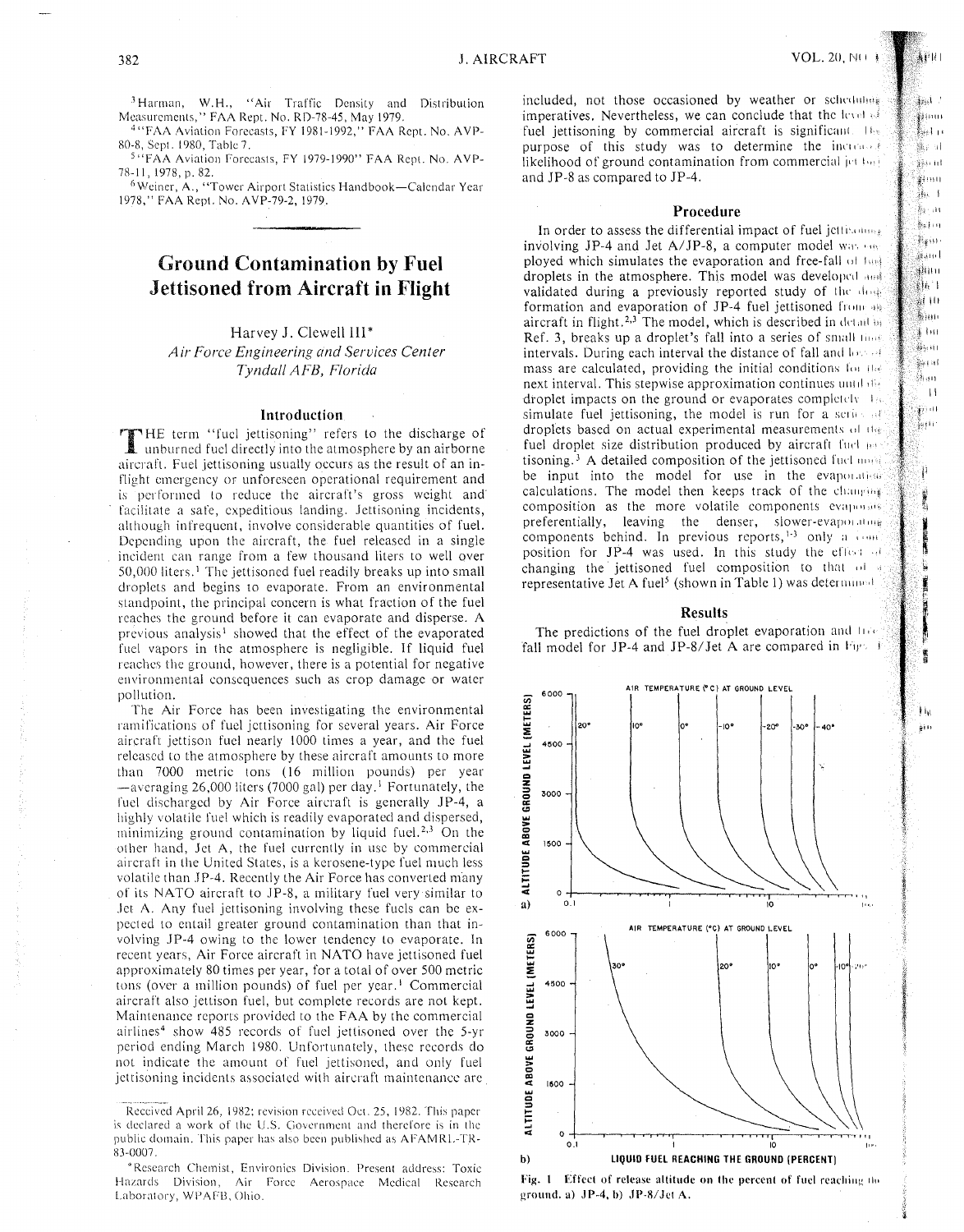[3]Harman, W.H., "Air Traffic Density and Distribution Measurements," FAA Rept. No. RD-78-45, May 1979.

[4]"FAA Aviation Forecasts, FY 1981-1992," FAA Rept. No. AVP-80-8, Sept. 1980, Table 7.

[5]"FAA Aviation Forecasts, FY 1979-1990" FAA Rept. No. AVP-78-11, 1978, p. 82.

[6]Weiner, A., "Tower Airport Statistics Handbook—Calendar Year 1978," FAA Rept. No. AVP-79-2, 1979.

# Ground Contamination by Fuel Jettisoned from Aircraft in Flight

Harvey J. Clewell III*

*Air Force Engineering and Services Center*
*Tyndall AFB, Florida*

## Introduction

THE term "fuel jettisoning" refers to the discharge of unburned fuel directly into the atmosphere by an airborne aircraft. Fuel jettisoning usually occurs as the result of an in-flight emergency or unforeseen operational requirement and is performed to reduce the aircraft's gross weight and facilitate a safe, expeditious landing. Jettisoning incidents, although infrequent, involve considerable quantities of fuel. Depending upon the aircraft, the fuel released in a single incident can range from a few thousand liters to well over 50,000 liters.[1] The jettisoned fuel readily breaks up into small droplets and begins to evaporate. From an environmental standpoint, the principal concern is what fraction of the fuel reaches the ground before it can evaporate and disperse. A previous analysis[1] showed that the effect of the evaporated fuel vapors in the atmosphere is negligible. If liquid fuel reaches the ground, however, there is a potential for negative environmental consequences such as crop damage or water pollution.

The Air Force has been investigating the environmental ramifications of fuel jettisoning for several years. Air Force aircraft jettison fuel nearly 1000 times a year, and the fuel released to the atmosphere by these aircraft amounts to more than 7000 metric tons (16 million pounds) per year —averaging 26,000 liters (7000 gal) per day.[1] Fortunately, the fuel discharged by Air Force aircraft is generally JP-4, a highly volatile fuel which is readily evaporated and dispersed, minimizing ground contamination by liquid fuel.[2,3] On the other hand, Jet A, the fuel currently in use by commercial aircraft in the United States, is a kerosene-type fuel much less volatile than JP-4. Recently the Air Force has converted many of its NATO aircraft to JP-8, a military fuel very similar to Jet A. Any fuel jettisoning involving these fuels can be expected to entail greater ground contamination than that involving JP-4 owing to the lower tendency to evaporate. In recent years, Air Force aircraft in NATO have jettisoned fuel approximately 80 times per year, for a total of over 500 metric tons (over a million pounds) of fuel per year.[1] Commercial aircraft also jettison fuel, but complete records are not kept. Maintenance reports provided to the FAA by the commercial airlines[4] show 485 records of fuel jettisoned over the 5-yr period ending March 1980. Unfortunately, these records do not indicate the amount of fuel jettisoned, and only fuel jettisoning incidents associated with aircraft maintenance are included, not those occasioned by weather or scheduling imperatives. Nevertheless, we can conclude that the level of fuel jettisoning by commercial aircraft is significant. The purpose of this study was to determine the increased likelihood of ground contamination from commercial jet fuel and JP-8 as compared to JP-4.

Received April 26, 1982; revision received Oct. 25, 1982. This paper is declared a work of the U.S. Government and therefore is in the public domain. This paper has also been published as AFAMRL-TR-83-0007.

*Research Chemist, Environics Division. Present address: Toxic Hazards Division, Air Force Aerospace Medical Research Laboratory, WPAFB, Ohio.

## Procedure

In order to assess the differential impact of fuel jettisoning involving JP-4 and Jet A/JP-8, a computer model was employed which simulates the evaporation and free-fall of fuel droplets in the atmosphere. This model was developed and validated during a previously reported study of the droplet formation and evaporation of JP-4 fuel jettisoned from an aircraft in flight.[2,3] The model, which is described in detail in Ref. 3, breaks up a droplet's fall into a series of small time intervals. During each interval the distance of fall and loss of mass are calculated, providing the initial conditions for the next interval. This stepwise approximation continues until the droplet impacts on the ground or evaporates completely. To simulate fuel jettisoning, the model is run for a series of droplets based on actual experimental measurements of the fuel droplet size distribution produced by aircraft fuel jettisoning.[3] A detailed composition of the jettisoned fuel must be input into the model for use in the evaporation calculations. The model then keeps track of the changing composition as the more volatile components evaporate preferentially, leaving the denser, slower-evaporating components behind. In previous reports,[1-3] only a composition for JP-4 was used. In this study the effect of changing the jettisoned fuel composition to that of a representative Jet A fuel[5] (shown in Table 1) was determined.

## Results

The predictions of the fuel droplet evaporation and free-fall model for JP-4 and JP-8/Jet A are compared in Fig. 1.

Fig. 1 Effect of release altitude on the percent of fuel reaching the ground. a) JP-4, b) JP-8/Jet A.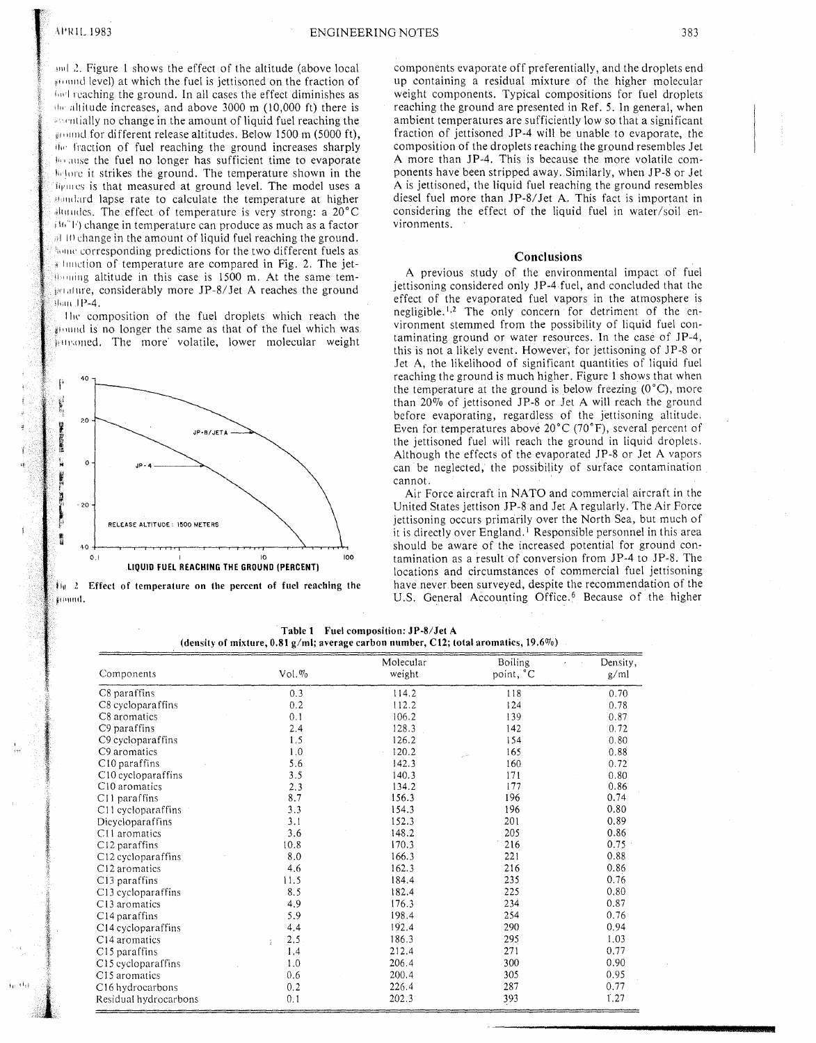and 2. Figure 1 shows the effect of the altitude (above local ground level) at which the fuel is jettisoned on the fraction of fuel reaching the ground. In all cases the effect diminishes as the altitude increases, and above 3000 m (10,000 ft) there is essentially no change in the amount of liquid fuel reaching the ground for different release altitudes. Below 1500 m (5000 ft), the fraction of fuel reaching the ground increases sharply because the fuel no longer has sufficient time to evaporate before it strikes the ground. The temperature shown in the figures is that measured at ground level. The model uses a standard lapse rate to calculate the temperature at higher altitudes. The effect of temperature is very strong: a 20°C (36°F) change in temperature can produce as much as a factor of 10 change in the amount of liquid fuel reaching the ground. Some corresponding predictions for the two different fuels as a function of temperature are compared in Fig. 2. The jettisoning altitude in this case is 1500 m. At the same temperature, considerably more JP-8/Jet A reaches the ground than JP-4.

The composition of the fuel droplets which reach the ground is no longer the same as that of the fuel which was jettisoned. The more volatile, lower molecular weight components evaporate off preferentially, and the droplets end up containing a residual mixture of the higher molecular weight components. Typical compositions for fuel droplets reaching the ground are presented in Ref. 5. In general, when ambient temperatures are sufficiently low so that a significant fraction of jettisoned JP-4 will be unable to evaporate, the composition of the droplets reaching the ground resembles Jet A more than JP-4. This is because the more volatile components have been stripped away. Similarly, when JP-8 or Jet A is jettisoned, the liquid fuel reaching the ground resembles diesel fuel more than JP-8/Jet A. This fact is important in considering the effect of the liquid fuel in water/soil environments.

Fig. 2 Effect of temperature on the percent of fuel reaching the ground.

## Conclusions

A previous study of the environmental impact of fuel jettisoning considered only JP-4 fuel, and concluded that the effect of the evaporated fuel vapors in the atmosphere is negligible.[1,2] The only concern for detriment of the environment stemmed from the possibility of liquid fuel contaminating ground or water resources. In the case of JP-4, this is not a likely event. However, for jettisoning of JP-8 or Jet A, the likelihood of significant quantities of liquid fuel reaching the ground is much higher. Figure 1 shows that when the temperature at the ground is below freezing (0°C), more than 20% of jettisoned JP-8 or Jet A will reach the ground before evaporating, regardless of the jettisoning altitude. Even for temperatures above 20°C (70°F), several percent of the jettisoned fuel will reach the ground in liquid droplets. Although the effects of the evaporated JP-8 or Jet A vapors can be neglected, the possibility of surface contamination cannot.

Air Force aircraft in NATO and commercial aircraft in the United States jettison JP-8 and Jet A regularly. The Air Force jettisoning occurs primarily over the North Sea, but much of it is directly over England.[1] Responsible personnel in this area should be aware of the increased potential for ground contamination as a result of conversion from JP-4 to JP-8. The locations and circumstances of commercial fuel jettisoning have never been surveyed, despite the recommendation of the U.S. General Accounting Office.[6] Because of the higher

Table 1 Fuel composition: JP-8/Jet A (density of mixture, 0.81 g/ml; average carbon number, C12; total aromatics, 19.6%)

| Components | Vol.% | Molecular weight | Boiling point, °C | Density, g/ml |
|---|---|---|---|---|
| C8 paraffins | 0.3 | 114.2 | 118 | 0.70 |
| C8 cycloparaffins | 0.2 | 112.2 | 124 | 0.78 |
| C8 aromatics | 0.1 | 106.2 | 139 | 0.87 |
| C9 paraffins | 2.4 | 128.3 | 142 | 0.72 |
| C9 cycloparaffins | 1.5 | 126.2 | 154 | 0.80 |
| C9 aromatics | 1.0 | 120.2 | 165 | 0.88 |
| C10 paraffins | 5.6 | 142.3 | 160 | 0.72 |
| C10 cycloparaffins | 3.5 | 140.3 | 171 | 0.80 |
| C10 aromatics | 2.3 | 134.2 | 177 | 0.86 |
| C11 paraffins | 8.7 | 156.3 | 196 | 0.74 |
| C11 cycloparaffins | 3.3 | 154.3 | 196 | 0.80 |
| Dicycloparaffins | 3.1 | 152.3 | 201 | 0.89 |
| C11 aromatics | 3.6 | 148.2 | 205 | 0.86 |
| C12 paraffins | 10.8 | 170.3 | 216 | 0.75 |
| C12 cycloparaffins | 8.0 | 166.3 | 221 | 0.88 |
| C12 aromatics | 4.6 | 162.3 | 216 | 0.86 |
| C13 paraffins | 11.5 | 184.4 | 235 | 0.76 |
| C13 cycloparaffins | 8.5 | 182.4 | 225 | 0.80 |
| C13 aromatics | 4.9 | 176.3 | 234 | 0.87 |
| C14 paraffins | 5.9 | 198.4 | 254 | 0.76 |
| C14 cycloparaffins | 4.4 | 192.4 | 290 | 0.94 |
| C14 aromatics | 2.5 | 186.3 | 295 | 1.03 |
| C15 paraffins | 1.4 | 212.4 | 271 | 0.77 |
| C15 cycloparaffins | 1.0 | 206.4 | 300 | 0.90 |
| C15 aromatics | 0.6 | 200.4 | 305 | 0.95 |
| C16 hydrocarbons | 0.2 | 226.4 | 287 | 0.77 |
| Residual hydrocarbons | 0.1 | 202.3 | 393 | 1.27 |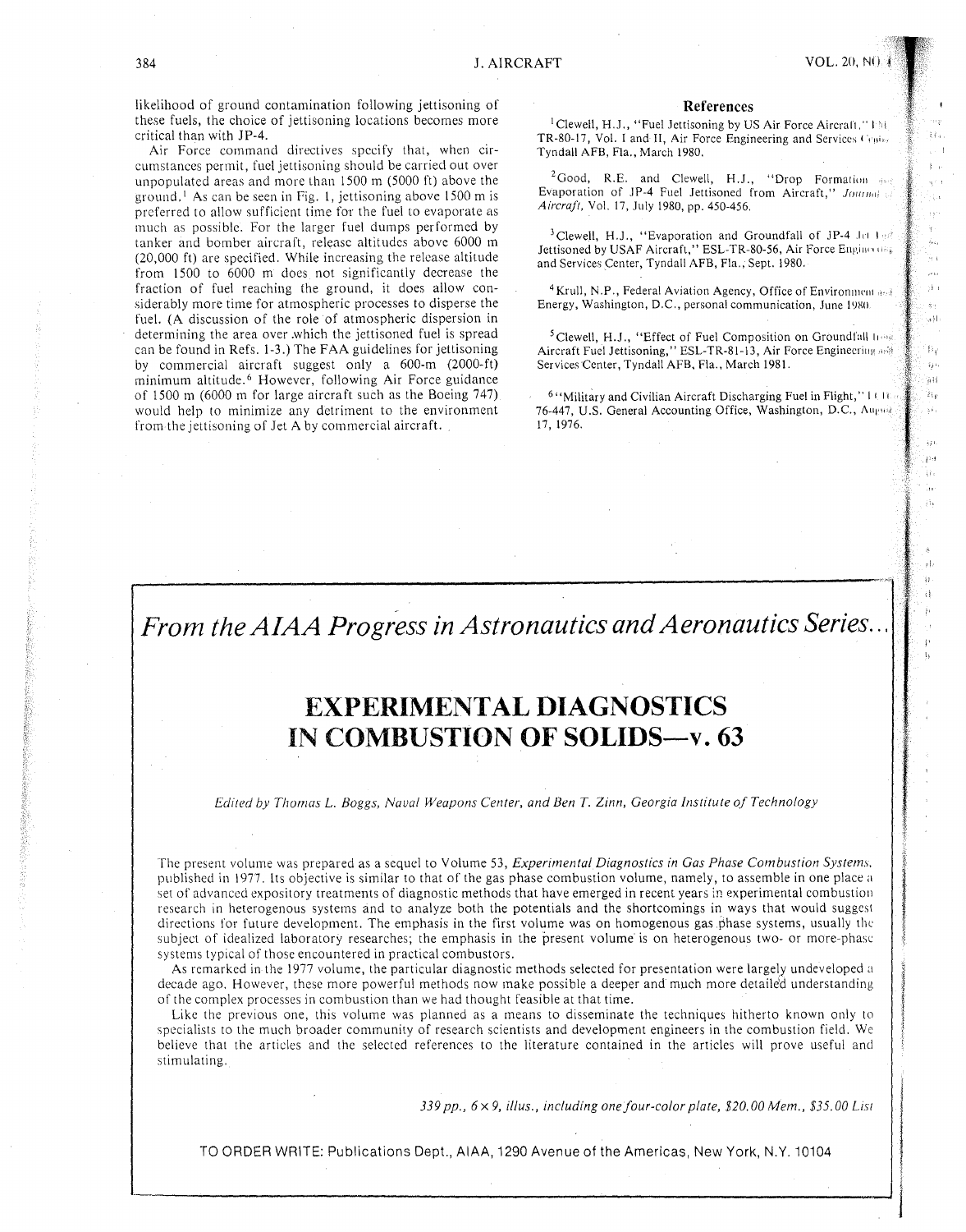likelihood of ground contamination following jettisoning of these fuels, the choice of jettisoning locations becomes more critical than with JP-4.

Air Force command directives specify that, when circumstances permit, fuel jettisoning should be carried out over unpopulated areas and more than 1500 m (5000 ft) above the ground.[1] As can be seen in Fig. 1, jettisoning above 1500 m is preferred to allow sufficient time for the fuel to evaporate as much as possible. For the larger fuel dumps performed by tanker and bomber aircraft, release altitudes above 6000 m (20,000 ft) are specified. While increasing the release altitude from 1500 to 6000 m does not significantly decrease the fraction of fuel reaching the ground, it does allow considerably more time for atmospheric processes to disperse the fuel. (A discussion of the role of atmospheric dispersion in determining the area over which the jettisoned fuel is spread can be found in Refs. 1-3.) The FAA guidelines for jettisoning by commercial aircraft suggest only a 600-m (2000-ft) minimum altitude.[6] However, following Air Force guidance of 1500 m (6000 m for large aircraft such as the Boeing 747) would help to minimize any detriment to the environment from the jettisoning of Jet A by commercial aircraft.

## References

[1] Clewell, H.J., "Fuel Jettisoning by US Air Force Aircraft," ESL-TR-80-17, Vol. I and II, Air Force Engineering and Services Center, Tyndall AFB, Fla., March 1980.

[2] Good, R.E. and Clewell, H.J., "Drop Formation and Evaporation of JP-4 Fuel Jettisoned from Aircraft," *Journal of Aircraft*, Vol. 17, July 1980, pp. 450-456.

[3] Clewell, H.J., "Evaporation and Groundfall of JP-4 Jet Fuel Jettisoned by USAF Aircraft," ESL-TR-80-56, Air Force Engineering and Services Center, Tyndall AFB, Fla., Sept. 1980.

[4] Krull, N.P., Federal Aviation Agency, Office of Environment and Energy, Washington, D.C., personal communication, June 1980.

[5] Clewell, H.J., "Effect of Fuel Composition on Groundfall from Aircraft Fuel Jettisoning," ESL-TR-81-13, Air Force Engineering and Services Center, Tyndall AFB, Fla., March 1981.

[6] "Military and Civilian Aircraft Discharging Fuel in Flight," LCD-76-447, U.S. General Accounting Office, Washington, D.C., August 17, 1976.

---

*From the AIAA Progress in Astronautics and Aeronautics Series...*

# EXPERIMENTAL DIAGNOSTICS IN COMBUSTION OF SOLIDS—v. 63

*Edited by Thomas L. Boggs, Naval Weapons Center, and Ben T. Zinn, Georgia Institute of Technology*

The present volume was prepared as a sequel to Volume 53, *Experimental Diagnostics in Gas Phase Combustion Systems*, published in 1977. Its objective is similar to that of the gas phase combustion volume, namely, to assemble in one place a set of advanced expository treatments of diagnostic methods that have emerged in recent years in experimental combustion research in heterogenous systems and to analyze both the potentials and the shortcomings in ways that would suggest directions for future development. The emphasis in the first volume was on homogenous gas phase systems, usually the subject of idealized laboratory researches; the emphasis in the present volume is on heterogenous two- or more-phase systems typical of those encountered in practical combustors.

As remarked in the 1977 volume, the particular diagnostic methods selected for presentation were largely undeveloped a decade ago. However, these more powerful methods now make possible a deeper and much more detailed understanding of the complex processes in combustion than we had thought feasible at that time.

Like the previous one, this volume was planned as a means to disseminate the techniques hitherto known only to specialists to the much broader community of research scientists and development engineers in the combustion field. We believe that the articles and the selected references to the literature contained in the articles will prove useful and stimulating.

*339 pp., 6×9, illus., including one four-color plate, $20.00 Mem., $35.00 List*

TO ORDER WRITE: Publications Dept., AIAA, 1290 Avenue of the Americas, New York, N.Y. 10104